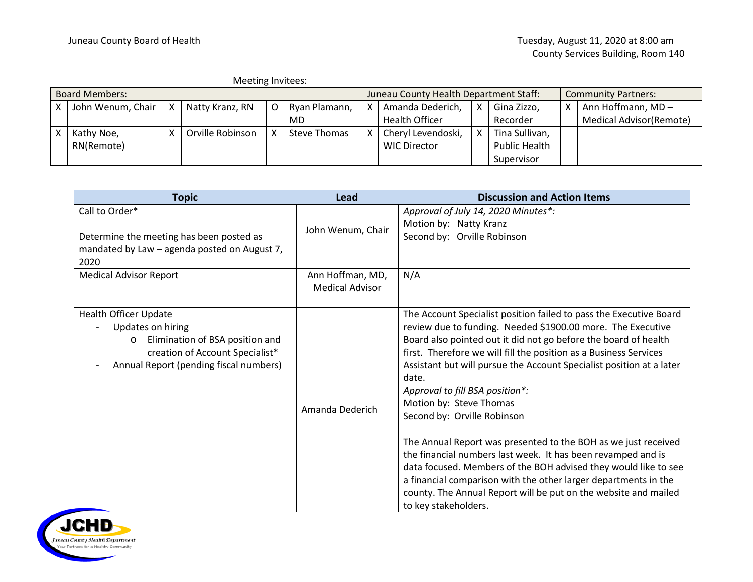Juneau County Board of Health

Tuesday, August 11, 2020 at 8:00 am
County Services Building, Room 140

Meeting Invitees:

| Board Members: | | | | | | Juneau County Health Department Staff: | | | | Community Partners: | |
|---|---|---|---|---|---|---|---|---|---|---|---|
| X | John Wenum, Chair | X | Natty Kranz, RN | O | Ryan Plamann, MD | X | Amanda Dederich, Health Officer | X | Gina Zizzo, Recorder | X | Ann Hoffmann, MD – Medical Advisor(Remote) |
| X | Kathy Noe, RN(Remote) | X | Orville Robinson | X | Steve Thomas | X | Cheryl Levendoski, WIC Director | X | Tina Sullivan, Public Health Supervisor | | |

| Topic | Lead | Discussion and Action Items |
|---|---|---|
| Call to Order*<br><br>Determine the meeting has been posted as mandated by Law – agenda posted on August 7, 2020 | John Wenum, Chair | *Approval of July 14, 2020 Minutes*:*<br>Motion by: Natty Kranz<br>Second by: Orville Robinson |
| Medical Advisor Report | Ann Hoffman, MD, Medical Advisor | N/A |
| Health Officer Update<br>- Updates on hiring<br>o Elimination of BSA position and creation of Account Specialist*<br>- Annual Report (pending fiscal numbers) | Amanda Dederich | The Account Specialist position failed to pass the Executive Board review due to funding. Needed $1900.00 more. The Executive Board also pointed out it did not go before the board of health first. Therefore we will fill the position as a Business Services Assistant but will pursue the Account Specialist position at a later date.<br>*Approval to fill BSA position*:*<br>Motion by: Steve Thomas<br>Second by: Orville Robinson<br><br>The Annual Report was presented to the BOH as we just received the financial numbers last week. It has been revamped and is data focused. Members of the BOH advised they would like to see a financial comparison with the other larger departments in the county. The Annual Report will be put on the website and mailed to key stakeholders. |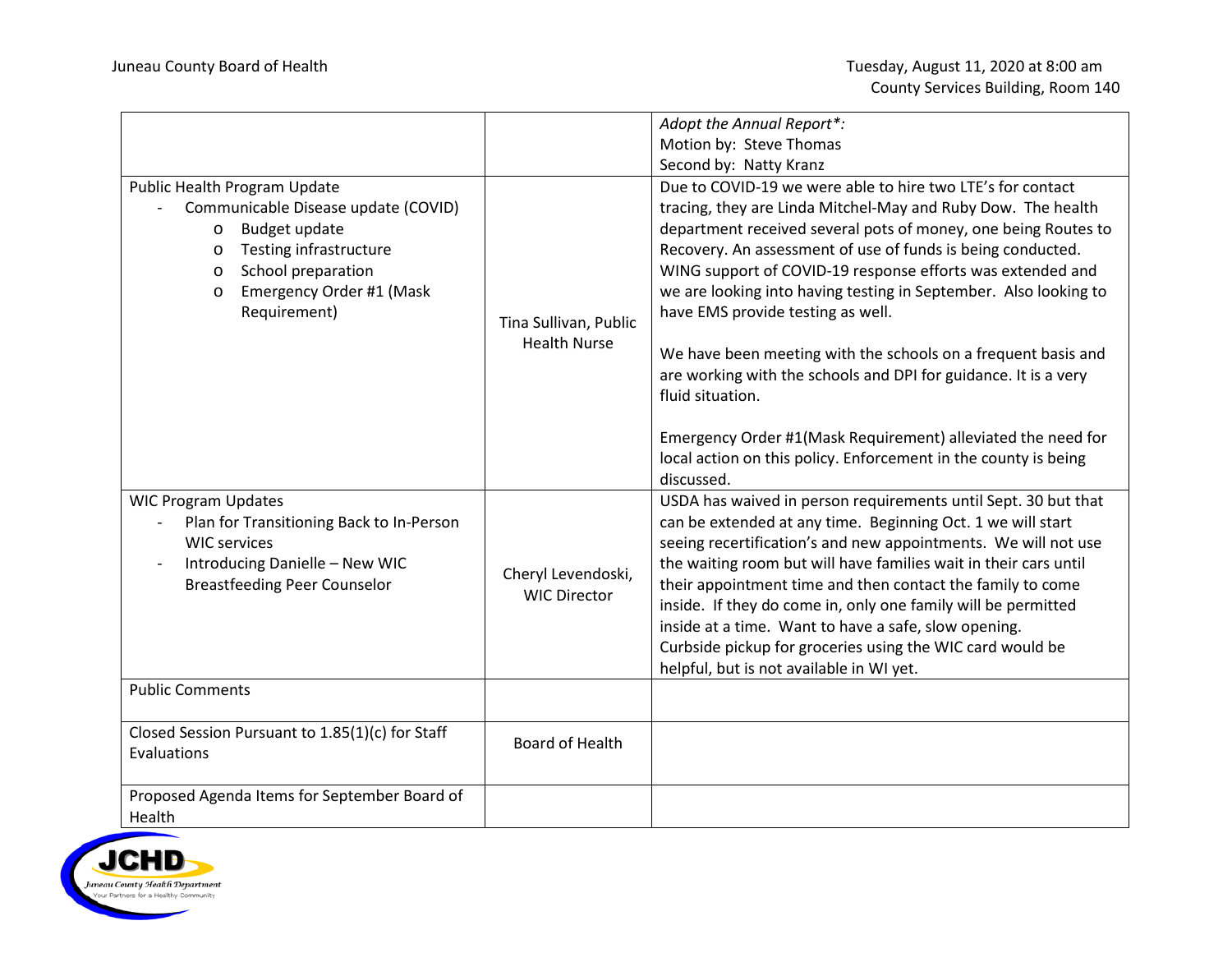| | | |
|---|---|---|
| | | *Adopt the Annual Report\*:*<br>Motion by: Steve Thomas<br>Second by: Natty Kranz |
| Public Health Program Update<br>- Communicable Disease update (COVID)<br>o Budget update<br>o Testing infrastructure<br>o School preparation<br>o Emergency Order #1 (Mask Requirement) | Tina Sullivan, Public Health Nurse | Due to COVID-19 we were able to hire two LTE's for contact tracing, they are Linda Mitchel-May and Ruby Dow. The health department received several pots of money, one being Routes to Recovery. An assessment of use of funds is being conducted. WING support of COVID-19 response efforts was extended and we are looking into having testing in September. Also looking to have EMS provide testing as well.<br><br>We have been meeting with the schools on a frequent basis and are working with the schools and DPI for guidance. It is a very fluid situation.<br><br>Emergency Order #1(Mask Requirement) alleviated the need for local action on this policy. Enforcement in the county is being discussed. |
| WIC Program Updates<br>- Plan for Transitioning Back to In-Person WIC services<br>- Introducing Danielle – New WIC Breastfeeding Peer Counselor | Cheryl Levendoski, WIC Director | USDA has waived in person requirements until Sept. 30 but that can be extended at any time. Beginning Oct. 1 we will start seeing recertification's and new appointments. We will not use the waiting room but will have families wait in their cars until their appointment time and then contact the family to come inside. If they do come in, only one family will be permitted inside at a time. Want to have a safe, slow opening.<br>Curbside pickup for groceries using the WIC card would be helpful, but is not available in WI yet. |
| Public Comments | | |
| Closed Session Pursuant to 1.85(1)(c) for Staff Evaluations | Board of Health | |
| Proposed Agenda Items for September Board of Health | | |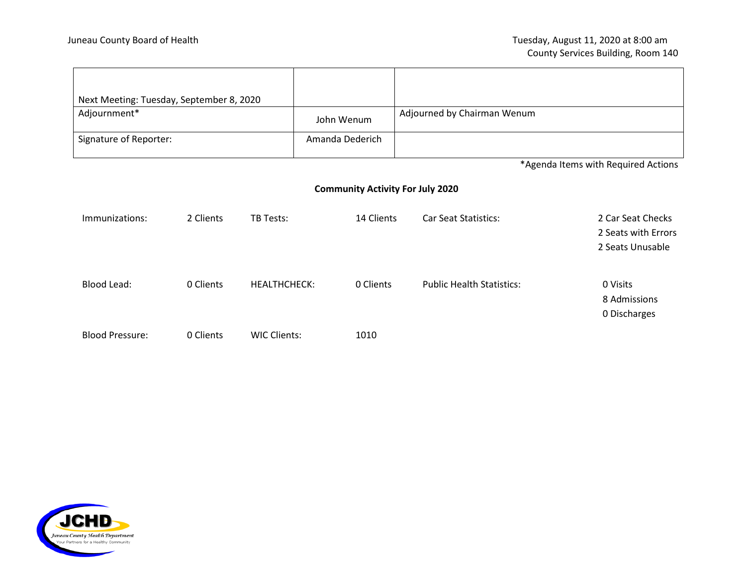| | | |
|---|---|---|
| Next Meeting: Tuesday, September 8, 2020 | | |
| Adjournment* | John Wenum | Adjourned by Chairman Wenum |
| Signature of Reporter: | Amanda Dederich | |

*Agenda Items with Required Actions

**Community Activity For July 2020**

| | | | | | |
|---|---|---|---|---|---|
| Immunizations: | 2 Clients | TB Tests: | 14 Clients | Car Seat Statistics: | 2 Car Seat Checks<br>2 Seats with Errors<br>2 Seats Unusable |
| Blood Lead: | 0 Clients | HEALTHCHECK: | 0 Clients | Public Health Statistics: | 0 Visits<br>8 Admissions<br>0 Discharges |
| Blood Pressure: | 0 Clients | WIC Clients: | 1010 | | |

JCHD
Juneau County Health Department
Your Partners for a Healthy Community